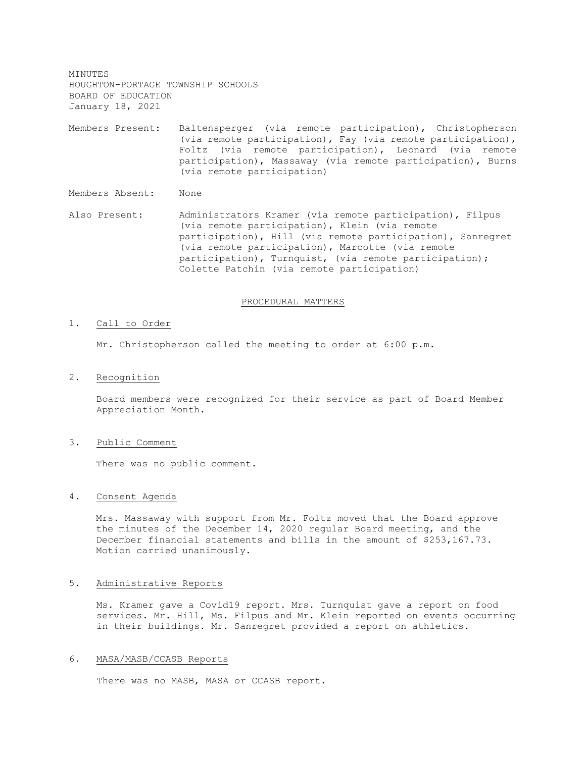MINUTES
HOUGHTON-PORTAGE TOWNSHIP SCHOOLS
BOARD OF EDUCATION
January 18, 2021

Members Present: Baltensperger (via remote participation), Christopherson (via remote participation), Fay (via remote participation), Foltz (via remote participation), Leonard (via remote participation), Massaway (via remote participation), Burns (via remote participation)

Members Absent: None

Also Present: Administrators Kramer (via remote participation), Filpus (via remote participation), Klein (via remote participation), Hill (via remote participation), Sanregret (via remote participation), Marcotte (via remote participation), Turnquist, (via remote participation); Colette Patchin (via remote participation)

## PROCEDURAL MATTERS

1. Call to Order

   Mr. Christopherson called the meeting to order at 6:00 p.m.

2. Recognition

   Board members were recognized for their service as part of Board Member Appreciation Month.

3. Public Comment

   There was no public comment.

4. Consent Agenda

   Mrs. Massaway with support from Mr. Foltz moved that the Board approve the minutes of the December 14, 2020 regular Board meeting, and the December financial statements and bills in the amount of $253,167.73. Motion carried unanimously.

5. Administrative Reports

   Ms. Kramer gave a Covid19 report. Mrs. Turnquist gave a report on food services. Mr. Hill, Ms. Filpus and Mr. Klein reported on events occurring in their buildings. Mr. Sanregret provided a report on athletics.

6. MASA/MASB/CCASB Reports

   There was no MASB, MASA or CCASB report.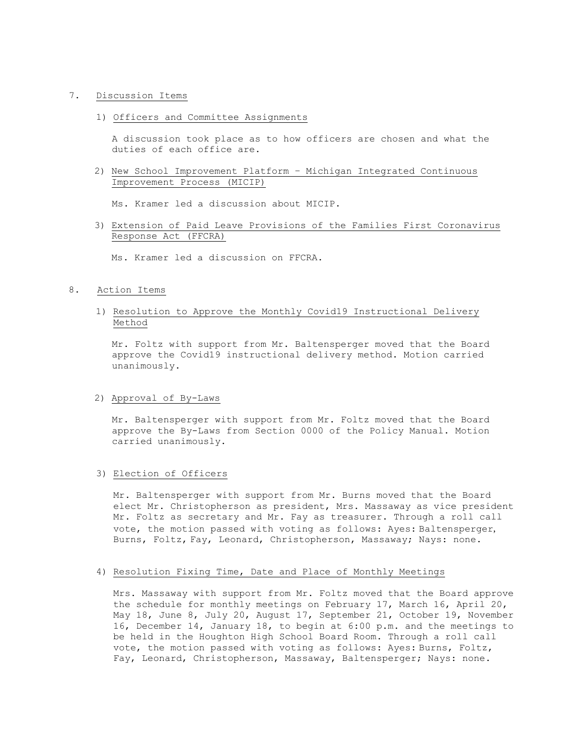7. Discussion Items

   1) Officers and Committee Assignments

      A discussion took place as to how officers are chosen and what the duties of each office are.

   2) New School Improvement Platform – Michigan Integrated Continuous Improvement Process (MICIP)

      Ms. Kramer led a discussion about MICIP.

   3) Extension of Paid Leave Provisions of the Families First Coronavirus Response Act (FFCRA)

      Ms. Kramer led a discussion on FFCRA.

8. Action Items

   1) Resolution to Approve the Monthly Covid19 Instructional Delivery Method

      Mr. Foltz with support from Mr. Baltensperger moved that the Board approve the Covid19 instructional delivery method. Motion carried unanimously.

   2) Approval of By-Laws

      Mr. Baltensperger with support from Mr. Foltz moved that the Board approve the By-Laws from Section 0000 of the Policy Manual. Motion carried unanimously.

   3) Election of Officers

      Mr. Baltensperger with support from Mr. Burns moved that the Board elect Mr. Christopherson as president, Mrs. Massaway as vice president Mr. Foltz as secretary and Mr. Fay as treasurer. Through a roll call vote, the motion passed with voting as follows: Ayes: Baltensperger, Burns, Foltz, Fay, Leonard, Christopherson, Massaway; Nays: none.

   4) Resolution Fixing Time, Date and Place of Monthly Meetings

      Mrs. Massaway with support from Mr. Foltz moved that the Board approve the schedule for monthly meetings on February 17, March 16, April 20, May 18, June 8, July 20, August 17, September 21, October 19, November 16, December 14, January 18, to begin at 6:00 p.m. and the meetings to be held in the Houghton High School Board Room. Through a roll call vote, the motion passed with voting as follows: Ayes: Burns, Foltz, Fay, Leonard, Christopherson, Massaway, Baltensperger; Nays: none.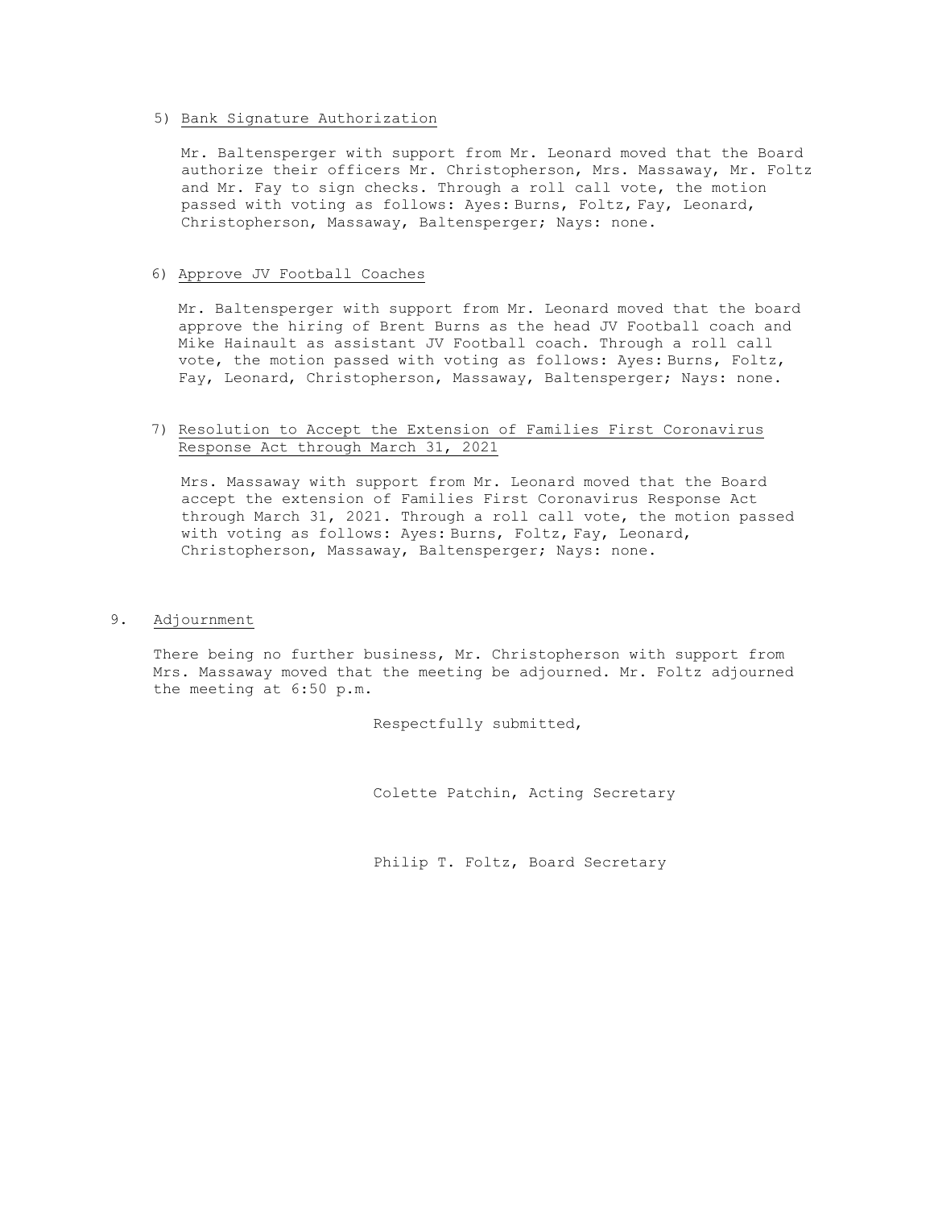5) Bank Signature Authorization

Mr. Baltensperger with support from Mr. Leonard moved that the Board authorize their officers Mr. Christopherson, Mrs. Massaway, Mr. Foltz and Mr. Fay to sign checks. Through a roll call vote, the motion passed with voting as follows: Ayes: Burns, Foltz, Fay, Leonard, Christopherson, Massaway, Baltensperger; Nays: none.

6) Approve JV Football Coaches

Mr. Baltensperger with support from Mr. Leonard moved that the board approve the hiring of Brent Burns as the head JV Football coach and Mike Hainault as assistant JV Football coach. Through a roll call vote, the motion passed with voting as follows: Ayes: Burns, Foltz, Fay, Leonard, Christopherson, Massaway, Baltensperger; Nays: none.

7) Resolution to Accept the Extension of Families First Coronavirus Response Act through March 31, 2021

Mrs. Massaway with support from Mr. Leonard moved that the Board accept the extension of Families First Coronavirus Response Act through March 31, 2021. Through a roll call vote, the motion passed with voting as follows: Ayes: Burns, Foltz, Fay, Leonard, Christopherson, Massaway, Baltensperger; Nays: none.

9. Adjournment

There being no further business, Mr. Christopherson with support from Mrs. Massaway moved that the meeting be adjourned. Mr. Foltz adjourned the meeting at 6:50 p.m.

Respectfully submitted,

Colette Patchin, Acting Secretary

Philip T. Foltz, Board Secretary